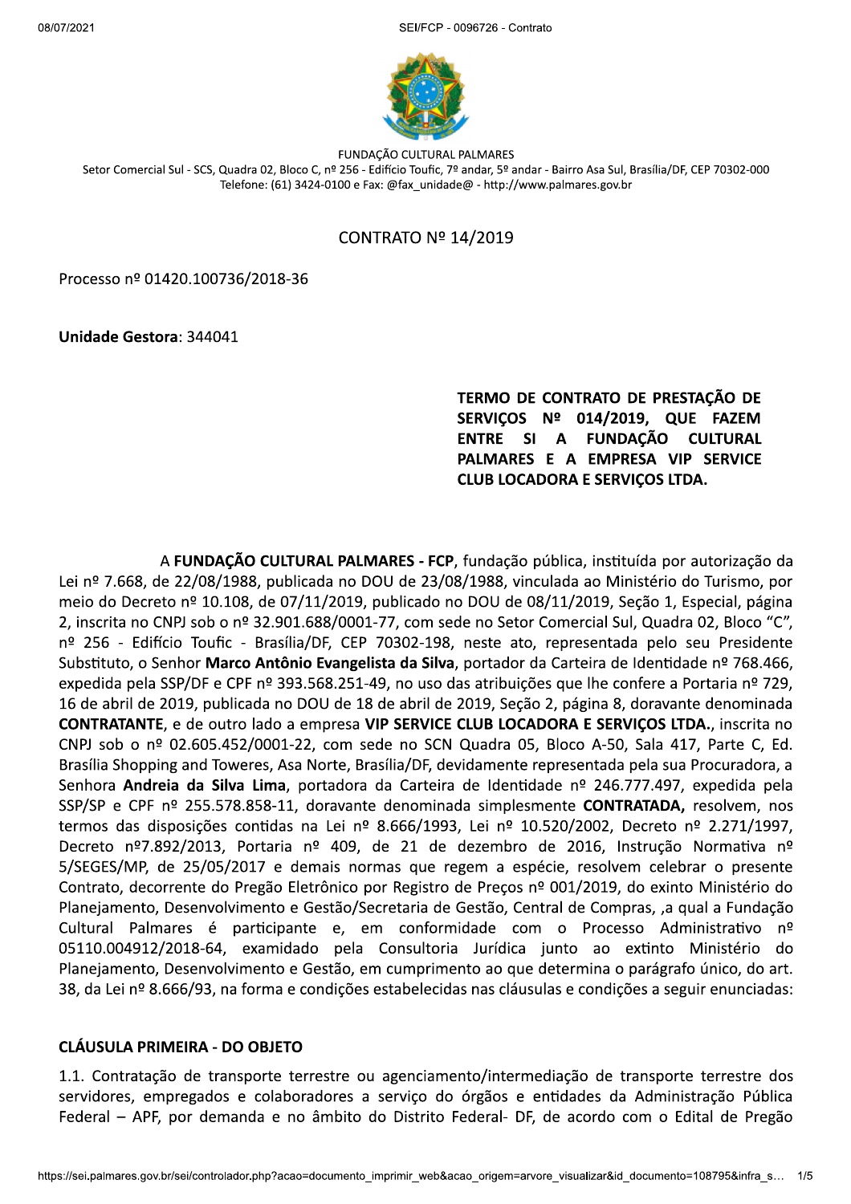FUNDAÇÃO CULTURAL PALMARES

Setor Comercial Sul - SCS, Quadra 02, Bloco C, nº 256 - Edifício Toufic, 7º andar, 5º andar - Bairro Asa Sul, Brasília/DF, CEP 70302-000
Telefone: (61) 3424-0100 e Fax: @fax_unidade@ - http://www.palmares.gov.br

# CONTRATO Nº 14/2019

Processo nº 01420.100736/2018-36

**Unidade Gestora**: 344041

**TERMO DE CONTRATO DE PRESTAÇÃO DE SERVIÇOS Nº 014/2019, QUE FAZEM ENTRE SI A FUNDAÇÃO CULTURAL PALMARES E A EMPRESA VIP SERVICE CLUB LOCADORA E SERVIÇOS LTDA.**

A **FUNDAÇÃO CULTURAL PALMARES - FCP**, fundação pública, instituída por autorização da Lei nº 7.668, de 22/08/1988, publicada no DOU de 23/08/1988, vinculada ao Ministério do Turismo, por meio do Decreto nº 10.108, de 07/11/2019, publicado no DOU de 08/11/2019, Seção 1, Especial, página 2, inscrita no CNPJ sob o nº 32.901.688/0001-77, com sede no Setor Comercial Sul, Quadra 02, Bloco "C", nº 256 - Edifício Toufic - Brasília/DF, CEP 70302-198, neste ato, representada pelo seu Presidente Substituto, o Senhor **Marco Antônio Evangelista da Silva**, portador da Carteira de Identidade nº 768.466, expedida pela SSP/DF e CPF nº 393.568.251-49, no uso das atribuições que lhe confere a Portaria nº 729, 16 de abril de 2019, publicada no DOU de 18 de abril de 2019, Seção 2, página 8, doravante denominada **CONTRATANTE**, e de outro lado a empresa **VIP SERVICE CLUB LOCADORA E SERVIÇOS LTDA.**, inscrita no CNPJ sob o nº 02.605.452/0001-22, com sede no SCN Quadra 05, Bloco A-50, Sala 417, Parte C, Ed. Brasília Shopping and Toweres, Asa Norte, Brasília/DF, devidamente representada pela sua Procuradora, a Senhora **Andreia da Silva Lima**, portadora da Carteira de Identidade nº 246.777.497, expedida pela SSP/SP e CPF nº 255.578.858-11, doravante denominada simplesmente **CONTRATADA,** resolvem, nos termos das disposições contidas na Lei nº 8.666/1993, Lei nº 10.520/2002, Decreto nº 2.271/1997, Decreto nº7.892/2013, Portaria nº 409, de 21 de dezembro de 2016, Instrução Normativa nº 5/SEGES/MP, de 25/05/2017 e demais normas que regem a espécie, resolvem celebrar o presente Contrato, decorrente do Pregão Eletrônico por Registro de Preços nº 001/2019, do exinto Ministério do Planejamento, Desenvolvimento e Gestão/Secretaria de Gestão, Central de Compras, ,a qual a Fundação Cultural Palmares é participante e, em conformidade com o Processo Administrativo nº 05110.004912/2018-64, examidado pela Consultoria Jurídica junto ao extinto Ministério do Planejamento, Desenvolvimento e Gestão, em cumprimento ao que determina o parágrafo único, do art. 38, da Lei nº 8.666/93, na forma e condições estabelecidas nas cláusulas e condições a seguir enunciadas:

## CLÁUSULA PRIMEIRA - DO OBJETO

1.1. Contratação de transporte terrestre ou agenciamento/intermediação de transporte terrestre dos servidores, empregados e colaboradores a serviço do órgãos e entidades da Administração Pública Federal – APF, por demanda e no âmbito do Distrito Federal- DF, de acordo com o Edital de Pregão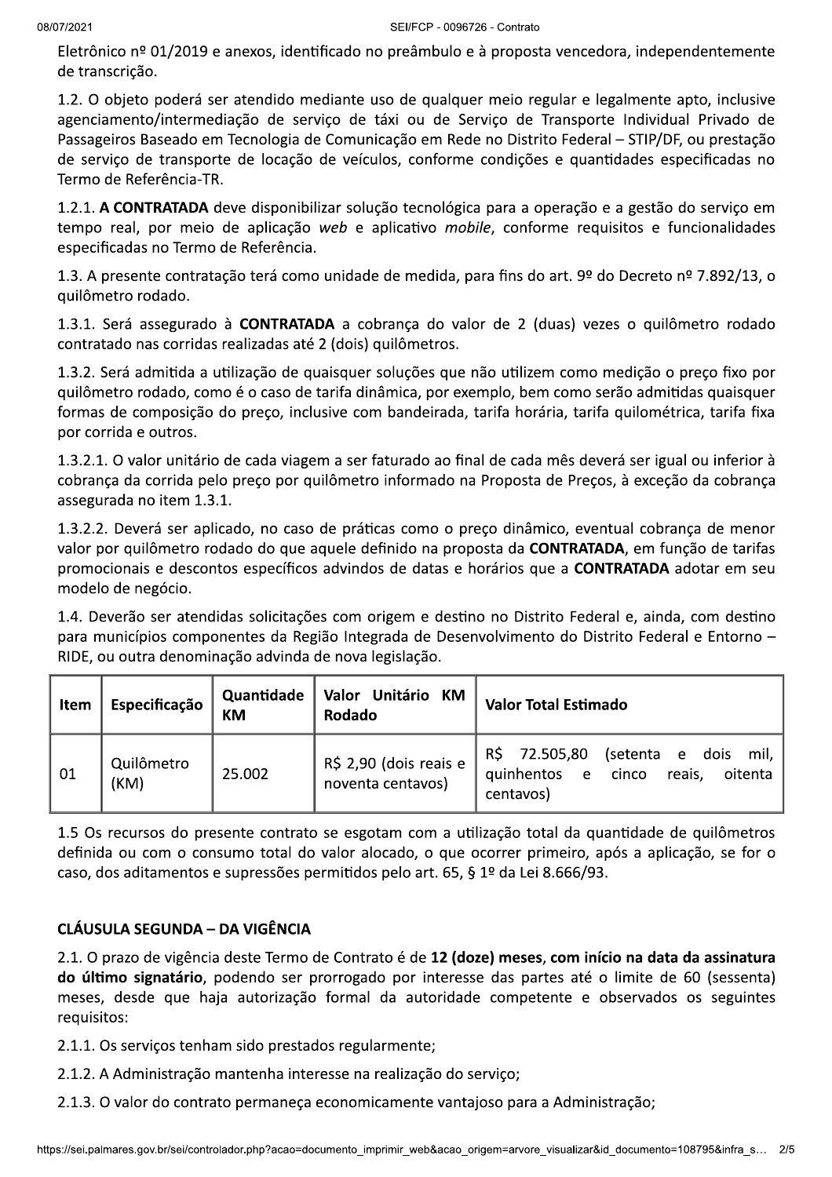Eletrônico nº 01/2019 e anexos, identificado no preâmbulo e à proposta vencedora, independentemente de transcrição.

1.2. O objeto poderá ser atendido mediante uso de qualquer meio regular e legalmente apto, inclusive agenciamento/intermediação de serviço de táxi ou de Serviço de Transporte Individual Privado de Passageiros Baseado em Tecnologia de Comunicação em Rede no Distrito Federal – STIP/DF, ou prestação de serviço de transporte de locação de veículos, conforme condições e quantidades especificadas no Termo de Referência-TR.

1.2.1. **A CONTRATADA** deve disponibilizar solução tecnológica para a operação e a gestão do serviço em tempo real, por meio de aplicação *web* e aplicativo *mobile*, conforme requisitos e funcionalidades especificadas no Termo de Referência.

1.3. A presente contratação terá como unidade de medida, para fins do art. 9º do Decreto nº 7.892/13, o quilômetro rodado.

1.3.1. Será assegurado à **CONTRATADA** a cobrança do valor de 2 (duas) vezes o quilômetro rodado contratado nas corridas realizadas até 2 (dois) quilômetros.

1.3.2. Será admitida a utilização de quaisquer soluções que não utilizem como medição o preço fixo por quilômetro rodado, como é o caso de tarifa dinâmica, por exemplo, bem como serão admitidas quaisquer formas de composição do preço, inclusive com bandeirada, tarifa horária, tarifa quilométrica, tarifa fixa por corrida e outros.

1.3.2.1. O valor unitário de cada viagem a ser faturado ao final de cada mês deverá ser igual ou inferior à cobrança da corrida pelo preço por quilômetro informado na Proposta de Preços, à exceção da cobrança assegurada no item 1.3.1.

1.3.2.2. Deverá ser aplicado, no caso de práticas como o preço dinâmico, eventual cobrança de menor valor por quilômetro rodado do que aquele definido na proposta da **CONTRATADA**, em função de tarifas promocionais e descontos específicos advindos de datas e horários que a **CONTRATADA** adotar em seu modelo de negócio.

1.4. Deverão ser atendidas solicitações com origem e destino no Distrito Federal e, ainda, com destino para municípios componentes da Região Integrada de Desenvolvimento do Distrito Federal e Entorno – RIDE, ou outra denominação advinda de nova legislação.

| Item | Especificação | Quantidade KM | Valor Unitário KM Rodado | Valor Total Estimado |
|---|---|---|---|---|
| 01 | Quilômetro (KM) | 25.002 | R$ 2,90 (dois reais e noventa centavos) | R$ 72.505,80 (setenta e dois mil, quinhentos e cinco reais, oitenta centavos) |

1.5 Os recursos do presente contrato se esgotam com a utilização total da quantidade de quilômetros definida ou com o consumo total do valor alocado, o que ocorrer primeiro, após a aplicação, se for o caso, dos aditamentos e supressões permitidos pelo art. 65, § 1º da Lei 8.666/93.

## CLÁUSULA SEGUNDA – DA VIGÊNCIA

2.1. O prazo de vigência deste Termo de Contrato é de **12 (doze) meses, com início na data da assinatura do último signatário**, podendo ser prorrogado por interesse das partes até o limite de 60 (sessenta) meses, desde que haja autorização formal da autoridade competente e observados os seguintes requisitos:

2.1.1. Os serviços tenham sido prestados regularmente;

2.1.2. A Administração mantenha interesse na realização do serviço;

2.1.3. O valor do contrato permaneça economicamente vantajoso para a Administração;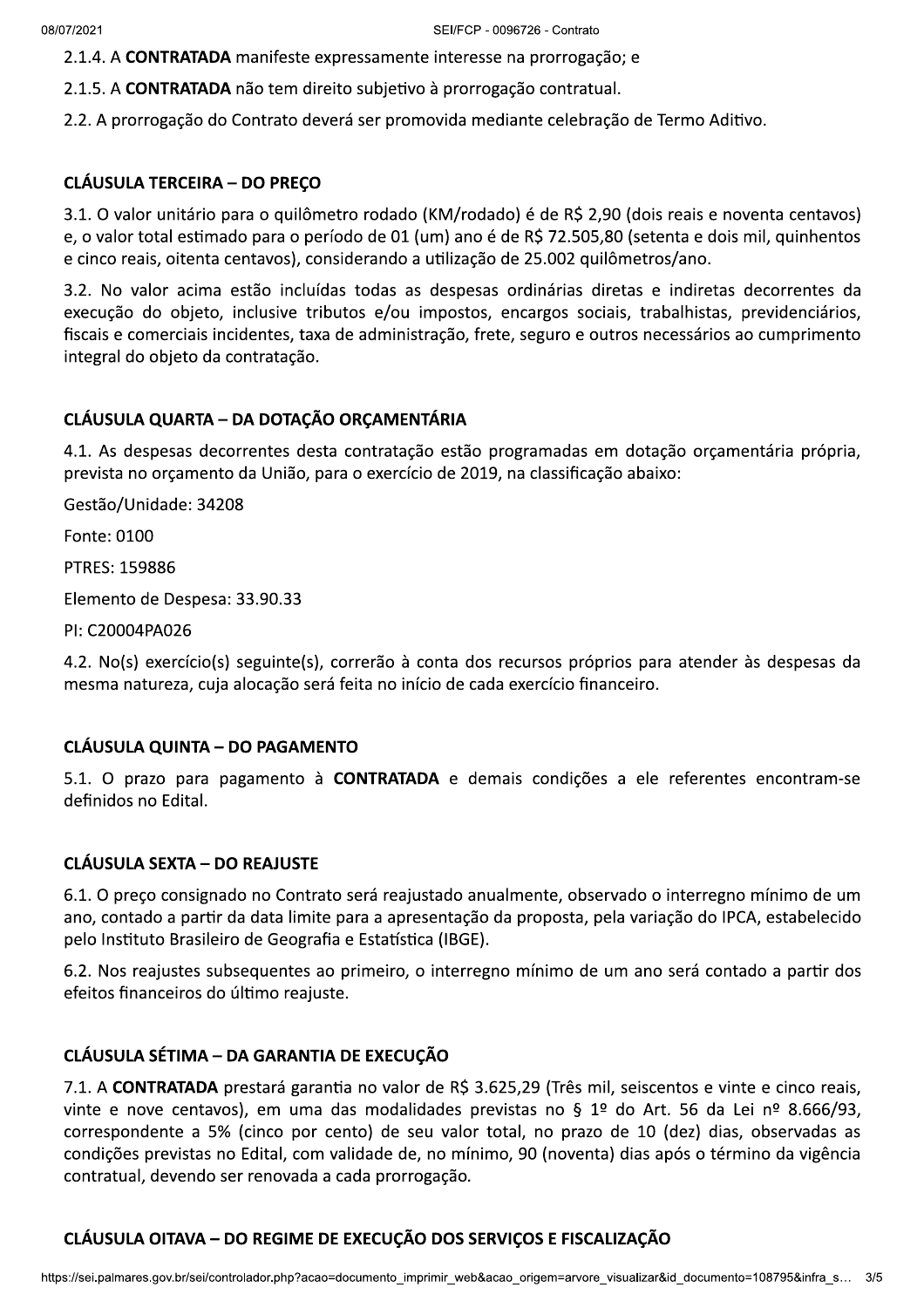2.1.4. A **CONTRATADA** manifeste expressamente interesse na prorrogação; e

2.1.5. A **CONTRATADA** não tem direito subjetivo à prorrogação contratual.

2.2. A prorrogação do Contrato deverá ser promovida mediante celebração de Termo Aditivo.

## CLÁUSULA TERCEIRA – DO PREÇO

3.1. O valor unitário para o quilômetro rodado (KM/rodado) é de R$ 2,90 (dois reais e noventa centavos) e, o valor total estimado para o período de 01 (um) ano é de R$ 72.505,80 (setenta e dois mil, quinhentos e cinco reais, oitenta centavos), considerando a utilização de 25.002 quilômetros/ano.

3.2. No valor acima estão incluídas todas as despesas ordinárias diretas e indiretas decorrentes da execução do objeto, inclusive tributos e/ou impostos, encargos sociais, trabalhistas, previdenciários, fiscais e comerciais incidentes, taxa de administração, frete, seguro e outros necessários ao cumprimento integral do objeto da contratação.

## CLÁUSULA QUARTA – DA DOTAÇÃO ORÇAMENTÁRIA

4.1. As despesas decorrentes desta contratação estão programadas em dotação orçamentária própria, prevista no orçamento da União, para o exercício de 2019, na classificação abaixo:

Gestão/Unidade: 34208

Fonte: 0100

PTRES: 159886

Elemento de Despesa: 33.90.33

PI: C20004PA026

4.2. No(s) exercício(s) seguinte(s), correrão à conta dos recursos próprios para atender às despesas da mesma natureza, cuja alocação será feita no início de cada exercício financeiro.

## CLÁUSULA QUINTA – DO PAGAMENTO

5.1. O prazo para pagamento à **CONTRATADA** e demais condições a ele referentes encontram-se definidos no Edital.

## CLÁUSULA SEXTA – DO REAJUSTE

6.1. O preço consignado no Contrato será reajustado anualmente, observado o interregno mínimo de um ano, contado a partir da data limite para a apresentação da proposta, pela variação do IPCA, estabelecido pelo Instituto Brasileiro de Geografia e Estatística (IBGE).

6.2. Nos reajustes subsequentes ao primeiro, o interregno mínimo de um ano será contado a partir dos efeitos financeiros do último reajuste.

## CLÁUSULA SÉTIMA – DA GARANTIA DE EXECUÇÃO

7.1. A **CONTRATADA** prestará garantia no valor de R$ 3.625,29 (Três mil, seiscentos e vinte e cinco reais, vinte e nove centavos), em uma das modalidades previstas no § 1º do Art. 56 da Lei nº 8.666/93, correspondente a 5% (cinco por cento) de seu valor total, no prazo de 10 (dez) dias, observadas as condições previstas no Edital, com validade de, no mínimo, 90 (noventa) dias após o término da vigência contratual, devendo ser renovada a cada prorrogação.

## CLÁUSULA OITAVA – DO REGIME DE EXECUÇÃO DOS SERVIÇOS E FISCALIZAÇÃO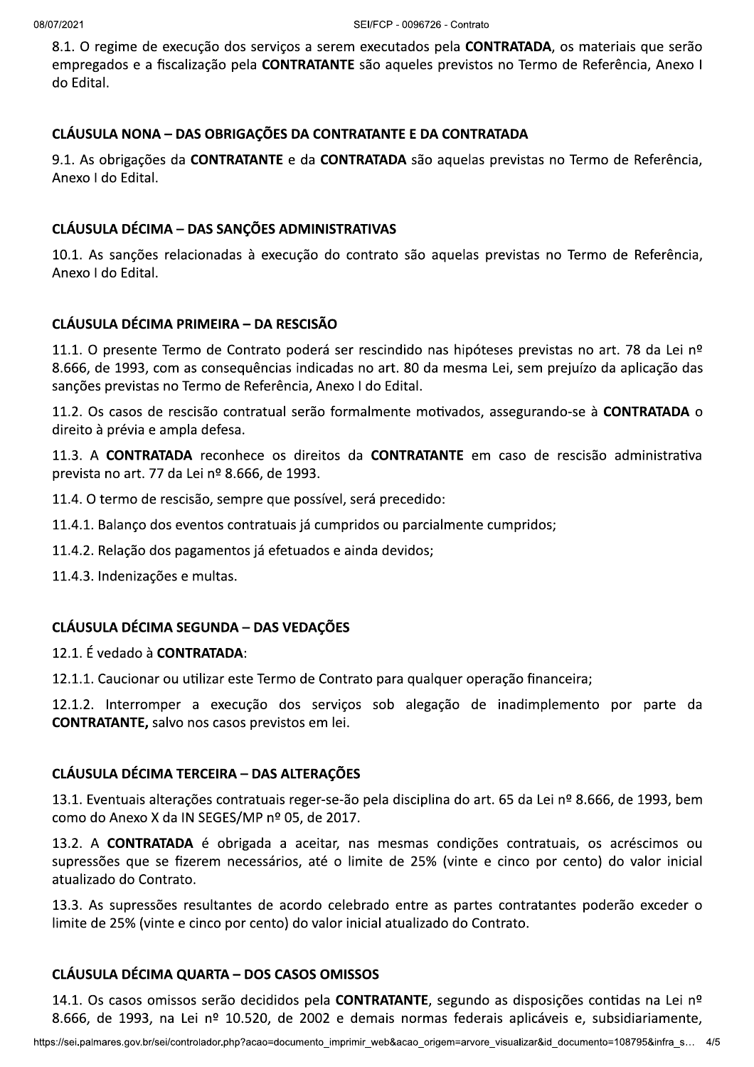8.1. O regime de execução dos serviços a serem executados pela **CONTRATADA**, os materiais que serão empregados e a fiscalização pela **CONTRATANTE** são aqueles previstos no Termo de Referência, Anexo I do Edital.

## CLÁUSULA NONA – DAS OBRIGAÇÕES DA CONTRATANTE E DA CONTRATADA

9.1. As obrigações da **CONTRATANTE** e da **CONTRATADA** são aquelas previstas no Termo de Referência, Anexo I do Edital.

## CLÁUSULA DÉCIMA – DAS SANÇÕES ADMINISTRATIVAS

10.1. As sanções relacionadas à execução do contrato são aquelas previstas no Termo de Referência, Anexo I do Edital.

## CLÁUSULA DÉCIMA PRIMEIRA – DA RESCISÃO

11.1. O presente Termo de Contrato poderá ser rescindido nas hipóteses previstas no art. 78 da Lei nº 8.666, de 1993, com as consequências indicadas no art. 80 da mesma Lei, sem prejuízo da aplicação das sanções previstas no Termo de Referência, Anexo I do Edital.

11.2. Os casos de rescisão contratual serão formalmente motivados, assegurando-se à **CONTRATADA** o direito à prévia e ampla defesa.

11.3. A **CONTRATADA** reconhece os direitos da **CONTRATANTE** em caso de rescisão administrativa prevista no art. 77 da Lei nº 8.666, de 1993.

11.4. O termo de rescisão, sempre que possível, será precedido:

11.4.1. Balanço dos eventos contratuais já cumpridos ou parcialmente cumpridos;

11.4.2. Relação dos pagamentos já efetuados e ainda devidos;

11.4.3. Indenizações e multas.

## CLÁUSULA DÉCIMA SEGUNDA – DAS VEDAÇÕES

12.1. É vedado à **CONTRATADA**:

12.1.1. Caucionar ou utilizar este Termo de Contrato para qualquer operação financeira;

12.1.2. Interromper a execução dos serviços sob alegação de inadimplemento por parte da **CONTRATANTE,** salvo nos casos previstos em lei.

## CLÁUSULA DÉCIMA TERCEIRA – DAS ALTERAÇÕES

13.1. Eventuais alterações contratuais reger-se-ão pela disciplina do art. 65 da Lei nº 8.666, de 1993, bem como do Anexo X da IN SEGES/MP nº 05, de 2017.

13.2. A **CONTRATADA** é obrigada a aceitar, nas mesmas condições contratuais, os acréscimos ou supressões que se fizerem necessários, até o limite de 25% (vinte e cinco por cento) do valor inicial atualizado do Contrato.

13.3. As supressões resultantes de acordo celebrado entre as partes contratantes poderão exceder o limite de 25% (vinte e cinco por cento) do valor inicial atualizado do Contrato.

## CLÁUSULA DÉCIMA QUARTA – DOS CASOS OMISSOS

14.1. Os casos omissos serão decididos pela **CONTRATANTE**, segundo as disposições contidas na Lei nº 8.666, de 1993, na Lei nº 10.520, de 2002 e demais normas federais aplicáveis e, subsidiariamente,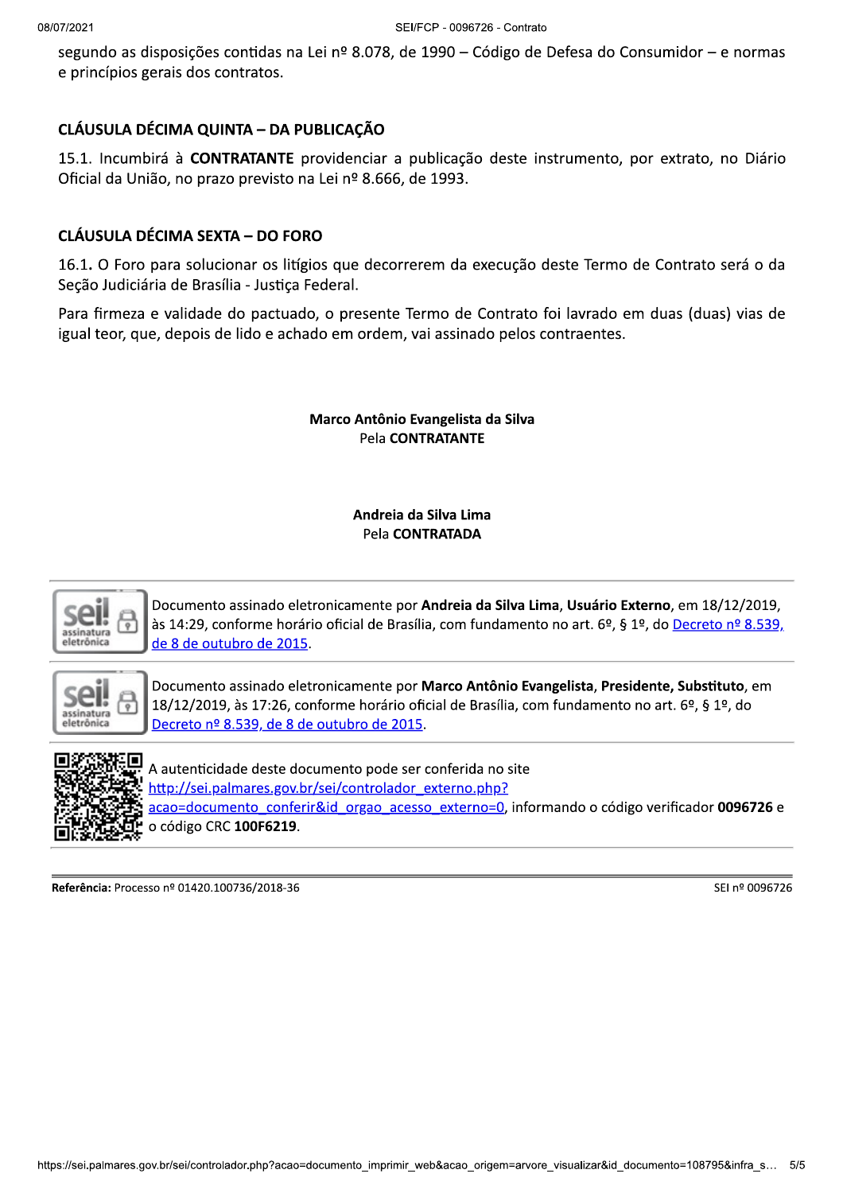segundo as disposições contidas na Lei nº 8.078, de 1990 – Código de Defesa do Consumidor – e normas e princípios gerais dos contratos.

## CLÁUSULA DÉCIMA QUINTA – DA PUBLICAÇÃO

15.1. Incumbirá à **CONTRATANTE** providenciar a publicação deste instrumento, por extrato, no Diário Oficial da União, no prazo previsto na Lei nº 8.666, de 1993.

## CLÁUSULA DÉCIMA SEXTA – DO FORO

16.1. O Foro para solucionar os litígios que decorrerem da execução deste Termo de Contrato será o da Seção Judiciária de Brasília - Justiça Federal.

Para firmeza e validade do pactuado, o presente Termo de Contrato foi lavrado em duas (duas) vias de igual teor, que, depois de lido e achado em ordem, vai assinado pelos contraentes.

**Marco Antônio Evangelista da Silva**
Pela **CONTRATANTE**

**Andreia da Silva Lima**
Pela **CONTRATADA**

Documento assinado eletronicamente por **Andreia da Silva Lima**, **Usuário Externo**, em 18/12/2019, às 14:29, conforme horário oficial de Brasília, com fundamento no art. 6º, § 1º, do Decreto nº 8.539, de 8 de outubro de 2015.

Documento assinado eletronicamente por **Marco Antônio Evangelista**, **Presidente, Substituto**, em 18/12/2019, às 17:26, conforme horário oficial de Brasília, com fundamento no art. 6º, § 1º, do Decreto nº 8.539, de 8 de outubro de 2015.

A autenticidade deste documento pode ser conferida no site http://sei.palmares.gov.br/sei/controlador_externo.php?acao=documento_conferir&id_orgao_acesso_externo=0, informando o código verificador **0096726** e o código CRC **100F6219**.

**Referência:** Processo nº 01420.100736/2018-36 SEI nº 0096726